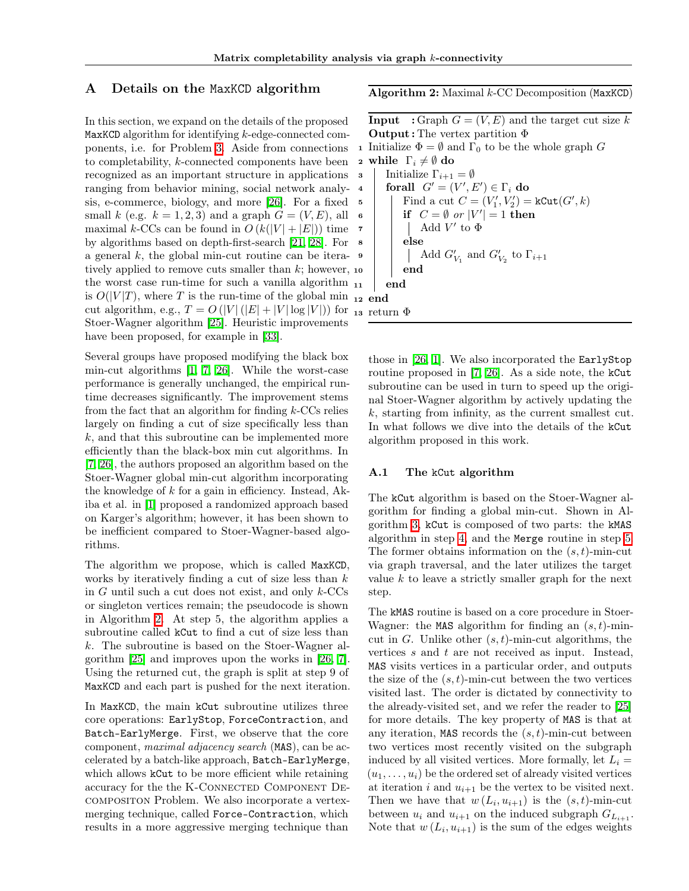# A Details on the MaxKCD algorithm

In this section, we expand on the details of the proposed MaxKCD algorithm for identifying $k$-edge-connected components, i.e. for Problem 3. Aside from connections to completability, $k$-connected components have been recognized as an important structure in applications ranging from behavior mining, social network analysis, e-commerce, biology, and more [26]. For a fixed small $k$ (e.g. $k = 1, 2, 3$) and a graph $G = (V, E)$, all maximal $k$-CCs can be found in $O(k(|V| + |E|))$ time by algorithms based on depth-first-search [21, 28]. For a general $k$, the global min-cut routine can be iteratively applied to remove cuts smaller than $k$; however, the worst case run-time for such a vanilla algorithm is $O(|V|T)$, where $T$ is the run-time of the global min cut algorithm, e.g., $T = O(|V|(|E| + |V| \log |V|))$ for Stoer-Wagner algorithm [25]. Heuristic improvements have been proposed, for example in [33].

Several groups have proposed modifying the black box min-cut algorithms [1, 7, 26]. While the worst-case performance is generally unchanged, the empirical runtime decreases significantly. The improvement stems from the fact that an algorithm for finding $k$-CCs relies largely on finding a cut of size specifically less than $k$, and that this subroutine can be implemented more efficiently than the black-box min cut algorithms. In [7, 26], the authors proposed an algorithm based on the Stoer-Wagner global min-cut algorithm incorporating the knowledge of $k$ for a gain in efficiency. Instead, Akiba et al. in [1] proposed a randomized approach based on Karger's algorithm; however, it has been shown to be inefficient compared to Stoer-Wagner-based algorithms.

The algorithm we propose, which is called MaxKCD, works by iteratively finding a cut of size less than $k$ in $G$ until such a cut does not exist, and only $k$-CCs or singleton vertices remain; the pseudocode is shown in Algorithm 2. At step 5, the algorithm applies a subroutine called kCut to find a cut of size less than $k$. The subroutine is based on the Stoer-Wagner algorithm [25] and improves upon the works in [26, 7]. Using the returned cut, the graph is split at step 9 of MaxKCD and each part is pushed for the next iteration.

In MaxKCD, the main kCut subroutine utilizes three core operations: EarlyStop, ForceContraction, and Batch-EarlyMerge. First, we observe that the core component, *maximal adjacency search* (MAS), can be accelerated by a batch-like approach, Batch-EarlyMerge, which allows kCut to be more efficient while retaining accuracy for the the K-Connected Component Decompositon Problem. We also incorporate a vertex-merging technique, called Force-Contraction, which results in a more aggressive merging technique than those in [26, 1]. We also incorporated the EarlyStop routine proposed in [7, 26]. As a side note, the kCut subroutine can be used in turn to speed up the original Stoer-Wagner algorithm by actively updating the $k$, starting from infinity, as the current smallest cut. In what follows we dive into the details of the kCut algorithm proposed in this work.

**Algorithm 2:** Maximal $k$-CC Decomposition (MaxKCD)

```
Input  : Graph G = (V, E) and the target cut size k
Output : The vertex partition Φ
1  Initialize Φ = ∅ and Γ_0 to be the whole graph G
2  while Γ_i ≠ ∅ do
3      Initialize Γ_{i+1} = ∅
4      forall G' = (V', E') ∈ Γ_i do
5          Find a cut C = (V'_1, V'_2) = kCut(G', k)
6          if C = ∅ or |V'| = 1 then
7              Add V' to Φ
8          else
9              Add G'_{V_1} and G'_{V_2} to Γ_{i+1}
10         end
11     end
12 end
13 return Φ
```

## A.1 The kCut algorithm

The kCut algorithm is based on the Stoer-Wagner algorithm for finding a global min-cut. Shown in Algorithm 3, kCut is composed of two parts: the kMAS algorithm in step 4, and the Merge routine in step 5. The former obtains information on the $(s, t)$-min-cut via graph traversal, and the later utilizes the target value $k$ to leave a strictly smaller graph for the next step.

The kMAS routine is based on a core procedure in Stoer-Wagner: the MAS algorithm for finding an $(s, t)$-min-cut in $G$. Unlike other $(s, t)$-min-cut algorithms, the vertices $s$ and $t$ are not received as input. Instead, MAS visits vertices in a particular order, and outputs the size of the $(s, t)$-min-cut between the two vertices visited last. The order is dictated by connectivity to the already-visited set, and we refer the reader to [25] for more details. The key property of MAS is that at any iteration, MAS records the $(s, t)$-min-cut between two vertices most recently visited on the subgraph induced by all visited vertices. More formally, let $L_i = (u_1, \ldots, u_i)$ be the ordered set of already visited vertices at iteration $i$ and $u_{i+1}$ be the vertex to be visited next. Then we have that $w(L_i, u_{i+1})$ is the $(s, t)$-min-cut between $u_i$ and $u_{i+1}$ on the induced subgraph $G_{L_{i+1}}$. Note that $w(L_i, u_{i+1})$ is the sum of the edges weights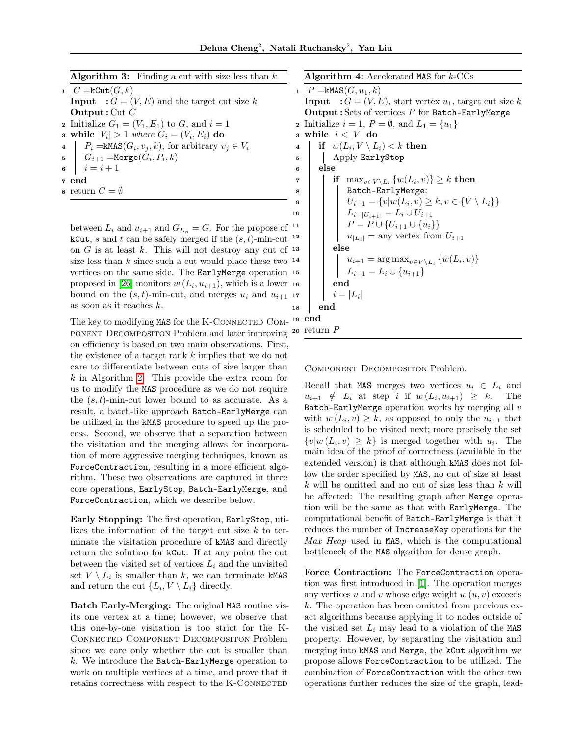**Algorithm 3:** Finding a cut with size less than $k$

```
1  C = kCut(G, k)
   Input  : G = (V, E) and the target cut size k
   Output : Cut C
2  Initialize G_1 = (V_1, E_1) to G, and i = 1
3  while |V_i| > 1 where G_i = (V_i, E_i) do
4  |  P_i = kMAS(G_i, v_j, k), for arbitrary v_j ∈ V_i
5  |  G_{i+1} = Merge(G_i, P_i, k)
6  |  i = i + 1
7  end
8  return C = ∅
```

between $L_i$ and $u_{i+1}$ and $G_{L_n} = G$. For the propose of `kCut`, $s$ and $t$ can be safely merged if the $(s,t)$-min-cut on $G$ is at least $k$. This will not destroy any cut of size less than $k$ since such a cut would place these two vertices on the same side. The `EarlyMerge` operation proposed in [26] monitors $w(L_i, u_{i+1})$, which is a lower bound on the $(s,t)$-min-cut, and merges $u_i$ and $u_{i+1}$ as soon as it reaches $k$.

The key to modifying `MAS` for the K-Connected Component Decompositon Problem and later improving on efficiency is based on two main observations. First, the existence of a target rank $k$ implies that we do not care to differentiate between cuts of size larger than $k$ in Algorithm 2. This provide the extra room for us to modify the `MAS` procedure as we do not require the $(s,t)$-min-cut lower bound to as accurate. As a result, a batch-like approach `Batch-EarlyMerge` can be utilized in the `kMAS` procedure to speed up the process. Second, we observe that a separation between the visitation and the merging allows for incorporation of more aggressive merging techniques, known as `ForceContraction`, resulting in a more efficient algorithm. These two observations are captured in three core operations, `EarlyStop`, `Batch-EarlyMerge`, and `ForceContraction`, which we describe below.

**Early Stopping:** The first operation, `EarlyStop`, utilizes the information of the target cut size $k$ to terminate the visitation procedure of `kMAS` and directly return the solution for `kCut`. If at any point the cut between the visited set of vertices $L_i$ and the unvisited set $V \setminus L_i$ is smaller than $k$, we can terminate `kMAS` and return the cut $\{L_i, V \setminus L_i\}$ directly.

**Batch Early-Merging:** The original `MAS` routine visits one vertex at a time; however, we observe that this one-by-one visitation is too strict for the K-Connected Component Decompositon Problem since we care only whether the cut is smaller than $k$. We introduce the `Batch-EarlyMerge` operation to work on multiple vertices at a time, and prove that it retains correctness with respect to the K-Connected Component Decompositon Problem.

**Algorithm 4:** Accelerated `MAS` for $k$-CCs

```
1  P = kMAS(G, u_1, k)
   Input  : G = (V, E), start vertex u_1, target cut size k
   Output : Sets of vertices P for Batch-EarlyMerge
2  Initialize i = 1, P = ∅, and L_1 = {u_1}
3  while i < |V| do
4  |  if w(L_i, V \ L_i) < k then
5  |  |  Apply EarlyStop
6  |  else
7  |  |  if max_{v ∈ V\L_i} {w(L_i, v)} ≥ k then
8  |  |  |  Batch-EarlyMerge:
9  |  |  |  U_{i+1} = {v | w(L_i, v) ≥ k, v ∈ {V \ L_i}}
10 |  |  |  L_{i+|U_{i+1}|} = L_i ∪ U_{i+1}
11 |  |  |  P = P ∪ {U_{i+1} ∪ {u_i}}
12 |  |  |  u_{|L_i|} = any vertex from U_{i+1}
13 |  |  else
14 |  |  |  u_{i+1} = arg max_{v ∈ V\L_i} {w(L_i, v)}
15 |  |  |  L_{i+1} = L_i ∪ {u_{i+1}}
16 |  |  end
17 |  |  i = |L_i|
18 |  end
19 end
20 return P
```

Recall that `MAS` merges two vertices $u_i \in L_i$ and $u_{i+1} \notin L_i$ at step $i$ if $w(L_i, u_{i+1}) \geq k$. The `Batch-EarlyMerge` operation works by merging all $v$ with $w(L_i, v) \geq k$, as opposed to only the $u_{i+1}$ that is scheduled to be visited next; more precisely the set $\{v | w(L_i, v) \geq k\}$ is merged together with $u_i$. The main idea of the proof of correctness (available in the extended version) is that although `kMAS` does not follow the order specified by `MAS`, no cut of size at least $k$ will be omitted and no cut of size less than $k$ will be affected: The resulting graph after `Merge` operation will be the same as that with `EarlyMerge`. The computational benefit of `Batch-EarlyMerge` is that it reduces the number of `IncreaseKey` operations for the *Max Heap* used in `MAS`, which is the computational bottleneck of the `MAS` algorithm for dense graph.

**Force Contraction:** The `ForceContraction` operation was first introduced in [1]. The operation merges any vertices $u$ and $v$ whose edge weight $w(u, v)$ exceeds $k$. The operation has been omitted from previous exact algorithms because applying it to nodes outside of the visited set $L_i$ may lead to a violation of the `MAS` property. However, by separating the visitation and merging into `kMAS` and `Merge`, the `kCut` algorithm we propose allows `ForceContraction` to be utilized. The combination of `ForceContraction` with the other two operations further reduces the size of the graph, lead-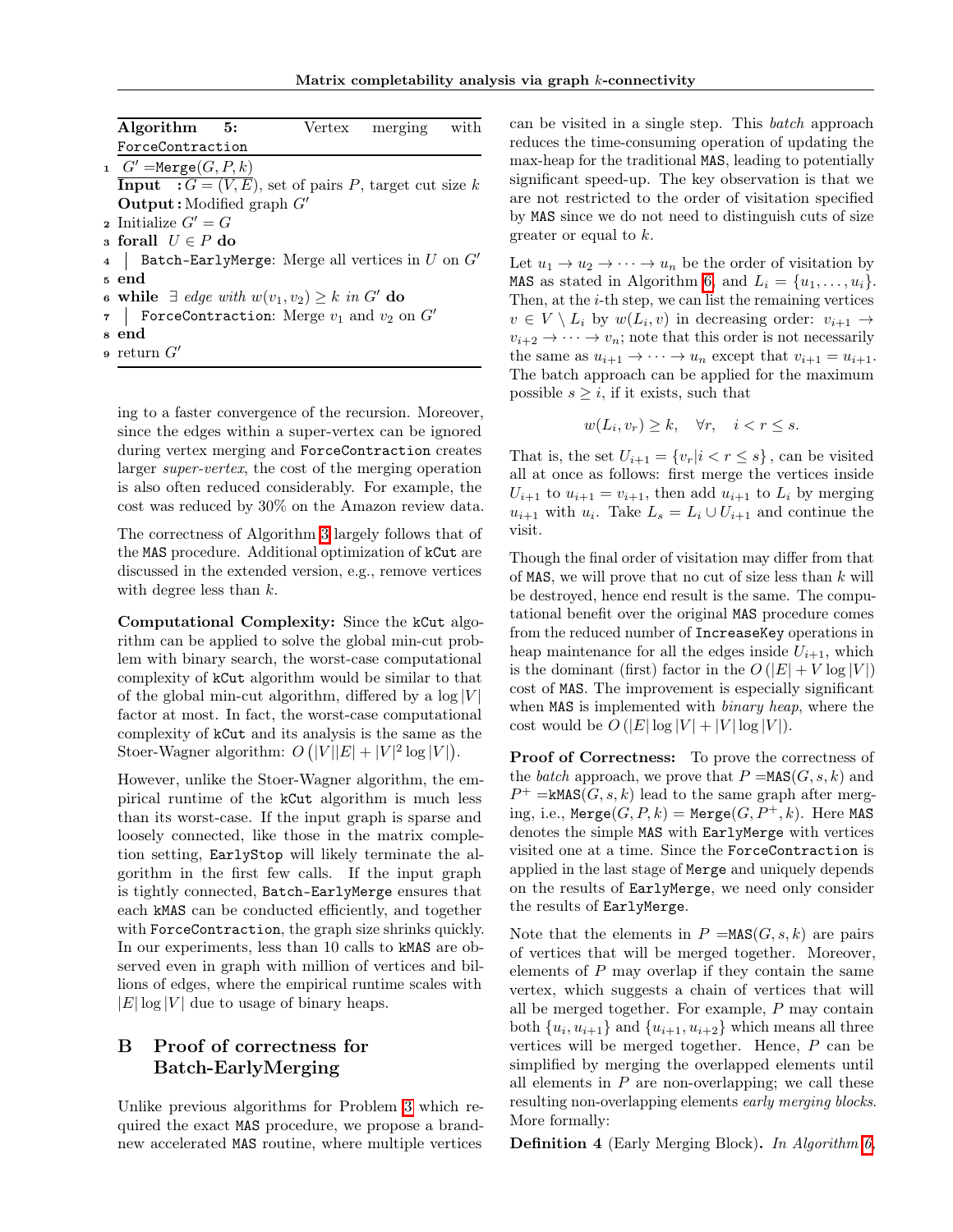**Algorithm 5:** Vertex merging with `ForceContraction`

```
1  G' = Merge(G, P, k)
   Input  : G = (V, E), set of pairs P, target cut size k
   Output : Modified graph G'
2  Initialize G' = G
3  forall U ∈ P do
4  |  Batch-EarlyMerge: Merge all vertices in U on G'
5  end
6  while ∃ edge with w(v1, v2) ≥ k in G' do
7  |  ForceContraction: Merge v1 and v2 on G'
8  end
9  return G'
```

ing to a faster convergence of the recursion. Moreover, since the edges within a super-vertex can be ignored during vertex merging and `ForceContraction` creates larger *super-vertex*, the cost of the merging operation is also often reduced considerably. For example, the cost was reduced by 30% on the Amazon review data.

The correctness of Algorithm 3 largely follows that of the `MAS` procedure. Additional optimization of `kCut` are discussed in the extended version, e.g., remove vertices with degree less than $k$.

**Computational Complexity:** Since the `kCut` algorithm can be applied to solve the global min-cut problem with binary search, the worst-case computational complexity of `kCut` algorithm would be similar to that of the global min-cut algorithm, differed by a $\log |V|$ factor at most. In fact, the worst-case computational complexity of `kCut` and its analysis is the same as the Stoer-Wagner algorithm: $O\left(|V||E| + |V|^2 \log |V|\right)$.

However, unlike the Stoer-Wagner algorithm, the empirical runtime of the `kCut` algorithm is much less than its worst-case. If the input graph is sparse and loosely connected, like those in the matrix completion setting, `EarlyStop` will likely terminate the algorithm in the first few calls. If the input graph is tightly connected, `Batch-EarlyMerge` ensures that each `kMAS` can be conducted efficiently, and together with `ForceContraction`, the graph size shrinks quickly. In our experiments, less than 10 calls to `kMAS` are observed even in graph with million of vertices and billions of edges, where the empirical runtime scales with $|E| \log |V|$ due to usage of binary heaps.

## B Proof of correctness for Batch-EarlyMerging

Unlike previous algorithms for Problem 3 which required the exact `MAS` procedure, we propose a brand-new accelerated `MAS` routine, where multiple vertices can be visited in a single step. This *batch* approach reduces the time-consuming operation of updating the max-heap for the traditional `MAS`, leading to potentially significant speed-up. The key observation is that we are not restricted to the order of visitation specified by `MAS` since we do not need to distinguish cuts of size greater or equal to $k$.

Let $u_1 \to u_2 \to \cdots \to u_n$ be the order of visitation by `MAS` as stated in Algorithm 6, and $L_i = \{u_1, \ldots, u_i\}$. Then, at the $i$-th step, we can list the remaining vertices $v \in V \setminus L_i$ by $w(L_i, v)$ in decreasing order: $v_{i+1} \to v_{i+2} \to \cdots \to v_n$; note that this order is not necessarily the same as $u_{i+1} \to \cdots \to u_n$ except that $v_{i+1} = u_{i+1}$. The batch approach can be applied for the maximum possible $s \geq i$, if it exists, such that

$$w(L_i, v_r) \geq k, \quad \forall r, \quad i < r \leq s.$$

That is, the set $U_{i+1} = \{v_r | i < r \leq s\}$, can be visited all at once as follows: first merge the vertices inside $U_{i+1}$ to $u_{i+1} = v_{i+1}$, then add $u_{i+1}$ to $L_i$ by merging $u_{i+1}$ with $u_i$. Take $L_s = L_i \cup U_{i+1}$ and continue the visit.

Though the final order of visitation may differ from that of `MAS`, we will prove that no cut of size less than $k$ will be destroyed, hence end result is the same. The computational benefit over the original `MAS` procedure comes from the reduced number of `IncreaseKey` operations in heap maintenance for all the edges inside $U_{i+1}$, which is the dominant (first) factor in the $O\left(|E| + V \log |V|\right)$ cost of `MAS`. The improvement is especially significant when `MAS` is implemented with *binary heap*, where the cost would be $O\left(|E| \log |V| + |V| \log |V|\right)$.

**Proof of Correctness:** To prove the correctness of the *batch* approach, we prove that $P = $ `MAS`$(G, s, k)$ and $P^+ = $ `kMAS`$(G, s, k)$ lead to the same graph after merging, i.e., `Merge`$(G, P, k) = $ `Merge`$(G, P^+, k)$. Here `MAS` denotes the simple `MAS` with `EarlyMerge` with vertices visited one at a time. Since the `ForceContraction` is applied in the last stage of `Merge` and uniquely depends on the results of `EarlyMerge`, we need only consider the results of `EarlyMerge`.

Note that the elements in $P = $ `MAS`$(G, s, k)$ are pairs of vertices that will be merged together. Moreover, elements of $P$ may overlap if they contain the same vertex, which suggests a chain of vertices that will all be merged together. For example, $P$ may contain both $\{u_i, u_{i+1}\}$ and $\{u_{i+1}, u_{i+2}\}$ which means all three vertices will be merged together. Hence, $P$ can be simplified by merging the overlapped elements until all elements in $P$ are non-overlapping; we call these resulting non-overlapping elements *early merging blocks*. More formally:

**Definition 4** (Early Merging Block)**.** *In Algorithm 6,*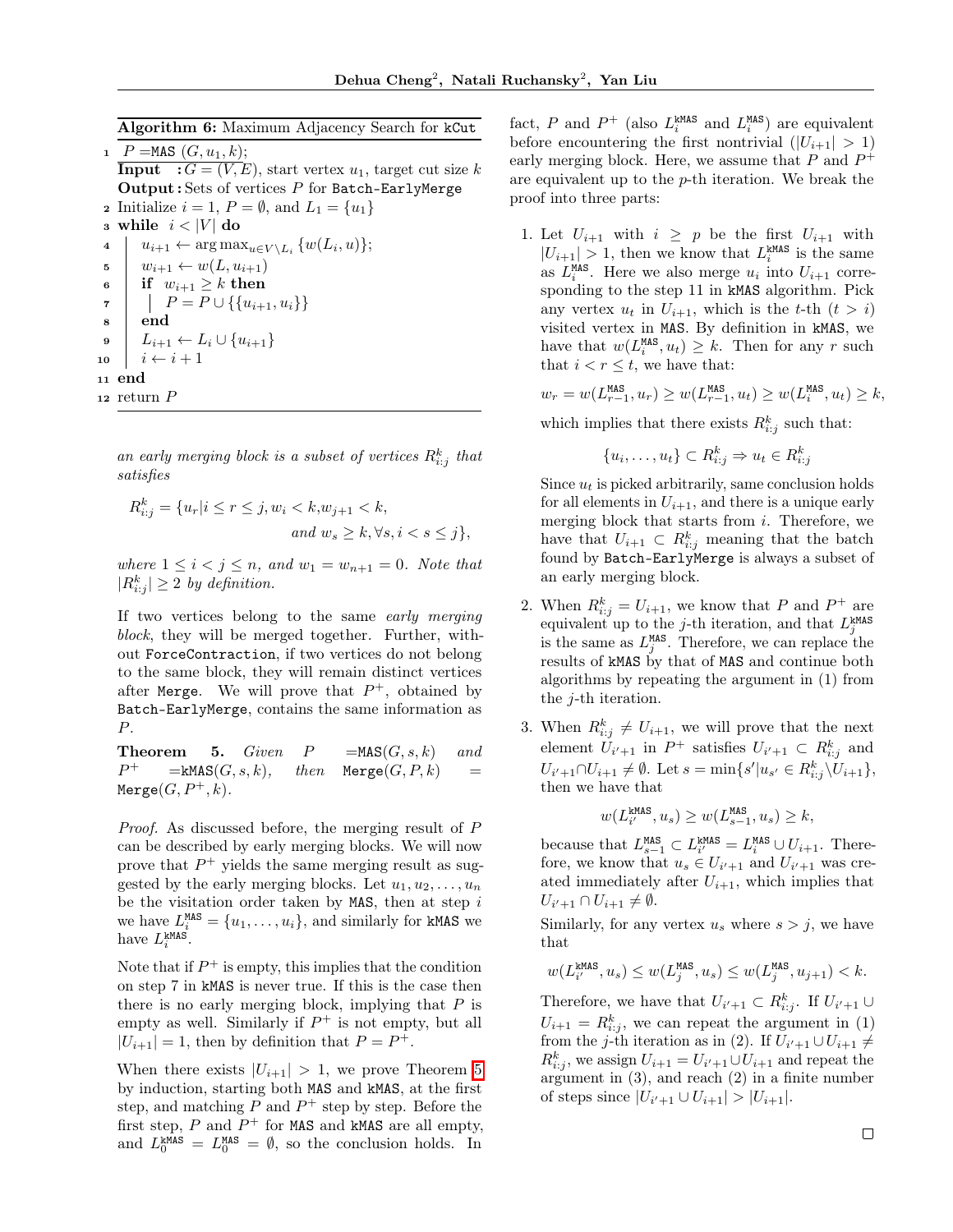**Algorithm 6:** Maximum Adjacency Search for `kCut`

```
1  P = MAS (G, u_1, k);
   Input  : G = (V, E), start vertex u_1, target cut size k
   Output : Sets of vertices P for Batch-EarlyMerge
2  Initialize i = 1, P = ∅, and L_1 = {u_1}
3  while i < |V| do
4      u_{i+1} ← arg max_{u ∈ V \ L_i} {w(L_i, u)};
5      w_{i+1} ← w(L, u_{i+1})
6      if w_{i+1} ≥ k then
7          P = P ∪ {{u_{i+1}, u_i}}
8      end
9      L_{i+1} ← L_i ∪ {u_{i+1}}
10     i ← i + 1
11 end
12 return P
```

*an early merging block is a subset of vertices $R^k_{i:j}$ that satisfies*

$$R^k_{i:j} = \{u_r | i \leq r \leq j, w_i < k, w_{j+1} < k, \text{ and } w_s \geq k, \forall s, i < s \leq j\},$$

*where $1 \leq i < j \leq n$, and $w_1 = w_{n+1} = 0$. Note that $|R^k_{i:j}| \geq 2$ by definition.*

If two vertices belong to the same *early merging block*, they will be merged together. Further, without `ForceContraction`, if two vertices do not belong to the same block, they will remain distinct vertices after `Merge`. We will prove that $P^+$, obtained by `Batch-EarlyMerge`, contains the same information as $P$.

**Theorem 5.** *Given $P$ $=$`MAS`$(G, s, k)$ and $P^+$ $=$`kMAS`$(G, s, k)$, then* `Merge`$(G, P, k)$ $=$ `Merge`$(G, P^+, k)$.

*Proof.* As discussed before, the merging result of $P$ can be described by early merging blocks. We will now prove that $P^+$ yields the same merging result as suggested by the early merging blocks. Let $u_1, u_2, \ldots, u_n$ be the visitation order taken by `MAS`, then at step $i$ we have $L^{\texttt{MAS}}_i = \{u_1, \ldots, u_i\}$, and similarly for `kMAS` we have $L^{\texttt{kMAS}}_i$.

Note that if $P^+$ is empty, this implies that the condition on step 7 in `kMAS` is never true. If this is the case then there is no early merging block, implying that $P$ is empty as well. Similarly if $P^+$ is not empty, but all $|U_{i+1}| = 1$, then by definition that $P = P^+$.

When there exists $|U_{i+1}| > 1$, we prove Theorem 5 by induction, starting both `MAS` and `kMAS`, at the first step, and matching $P$ and $P^+$ step by step. Before the first step, $P$ and $P^+$ for `MAS` and `kMAS` are all empty, and $L^{\texttt{kMAS}}_0 = L^{\texttt{MAS}}_0 = \emptyset$, so the conclusion holds. In fact, $P$ and $P^+$ (also $L^{\texttt{kMAS}}_i$ and $L^{\texttt{MAS}}_i$) are equivalent before encountering the first nontrivial ($|U_{i+1}| > 1$) early merging block. Here, we assume that $P$ and $P^+$ are equivalent up to the $p$-th iteration. We break the proof into three parts:

1. Let $U_{i+1}$ with $i \geq p$ be the first $U_{i+1}$ with $|U_{i+1}| > 1$, then we know that $L^{\texttt{kMAS}}_i$ is the same as $L^{\texttt{MAS}}_i$. Here we also merge $u_i$ into $U_{i+1}$ corresponding to the step 11 in `kMAS` algorithm. Pick any vertex $u_t$ in $U_{i+1}$, which is the $t$-th ($t > i$) visited vertex in `MAS`. By definition in `kMAS`, we have that $w(L^{\texttt{MAS}}_i, u_t) \geq k$. Then for any $r$ such that $i < r \leq t$, we have that:

   $$w_r = w(L^{\texttt{MAS}}_{r-1}, u_r) \geq w(L^{\texttt{MAS}}_{r-1}, u_t) \geq w(L^{\texttt{MAS}}_i, u_t) \geq k,$$

   which implies that there exists $R^k_{i:j}$ such that:

   $$\{u_i, \ldots, u_t\} \subset R^k_{i:j} \Rightarrow u_t \in R^k_{i:j}$$

   Since $u_t$ is picked arbitrarily, same conclusion holds for all elements in $U_{i+1}$, and there is a unique early merging block that starts from $i$. Therefore, we have that $U_{i+1} \subset R^k_{i:j}$ meaning that the batch found by `Batch-EarlyMerge` is always a subset of an early merging block.

2. When $R^k_{i:j} = U_{i+1}$, we know that $P$ and $P^+$ are equivalent up to the $j$-th iteration, and that $L^{\texttt{kMAS}}_j$ is the same as $L^{\texttt{MAS}}_j$. Therefore, we can replace the results of `kMAS` by that of `MAS` and continue both algorithms by repeating the argument in (1) from the $j$-th iteration.

3. When $R^k_{i:j} \neq U_{i+1}$, we will prove that the next element $U_{i'+1}$ in $P^+$ satisfies $U_{i'+1} \subset R^k_{i:j}$ and $U_{i'+1} \cap U_{i+1} \neq \emptyset$. Let $s = \min\{s' | u_{s'} \in R^k_{i:j} \backslash U_{i+1}\}$, then we have that

   $$w(L^{\texttt{kMAS}}_{i'}, u_s) \geq w(L^{\texttt{MAS}}_{s-1}, u_s) \geq k,$$

   because that $L^{\texttt{MAS}}_{s-1} \subset L^{\texttt{kMAS}}_{i'} = L^{\texttt{MAS}}_i \cup U_{i+1}$. Therefore, we know that $u_s \in U_{i'+1}$ and $U_{i'+1}$ was created immediately after $U_{i+1}$, which implies that $U_{i'+1} \cap U_{i+1} \neq \emptyset$.

   Similarly, for any vertex $u_s$ where $s > j$, we have that

   $$w(L^{\texttt{kMAS}}_{i'}, u_s) \leq w(L^{\texttt{MAS}}_j, u_s) \leq w(L^{\texttt{MAS}}_j, u_{j+1}) < k.$$

   Therefore, we have that $U_{i'+1} \subset R^k_{i:j}$. If $U_{i'+1} \cup U_{i+1} = R^k_{i:j}$, we can repeat the argument in (1) from the $j$-th iteration as in (2). If $U_{i'+1} \cup U_{i+1} \neq R^k_{i:j}$, we assign $U_{i+1} = U_{i'+1} \cup U_{i+1}$ and repeat the argument in (3), and reach (2) in a finite number of steps since $|U_{i'+1} \cup U_{i+1}| > |U_{i+1}|$.

□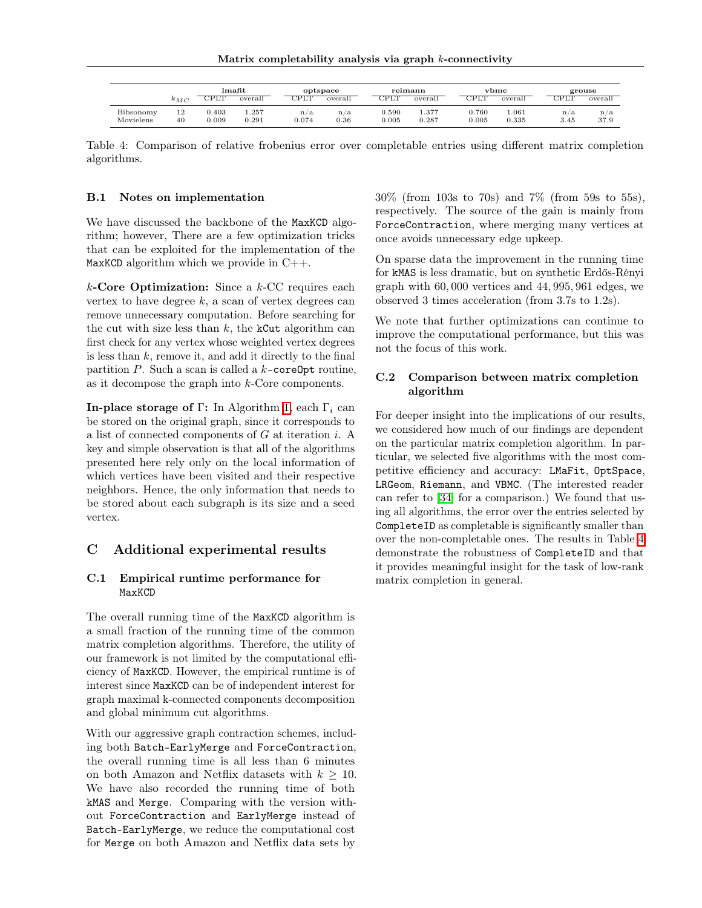| | $k_{MC}$ | lmafit | | optspace | | reimann | | vbmc | | grouse | |
|---|---|---|---|---|---|---|---|---|---|---|---|
| | | CPLT | overall | CPLT | overall | CPLT | overall | CPLT | overall | CPLT | overall |
| Bibsonomy | 12 | 0.403 | 1.257 | n/a | n/a | 0.590 | 1.377 | 0.760 | 1.061 | n/a | n/a |
| Movielens | 40 | 0.009 | 0.291 | 0.074 | 0.36 | 0.005 | 0.287 | 0.005 | 0.335 | 3.45 | 37.9 |

Table 4: Comparison of relative frobenius error over completable entries using different matrix completion algorithms.

### B.1 Notes on implementation

We have discussed the backbone of the MaxKCD algorithm; however, There are a few optimization tricks that can be exploited for the implementation of the MaxKCD algorithm which we provide in C++.

**$k$-Core Optimization:** Since a $k$-CC requires each vertex to have degree $k$, a scan of vertex degrees can remove unnecessary computation. Before searching for the cut with size less than $k$, the kCut algorithm can first check for any vertex whose weighted vertex degrees is less than $k$, remove it, and add it directly to the final partition $P$. Such a scan is called a $k$-coreOpt routine, as it decompose the graph into $k$-Core components.

**In-place storage of $\Gamma$:** In Algorithm 1, each $\Gamma_i$ can be stored on the original graph, since it corresponds to a list of connected components of $G$ at iteration $i$. A key and simple observation is that all of the algorithms presented here rely only on the local information of which vertices have been visited and their respective neighbors. Hence, the only information that needs to be stored about each subgraph is its size and a seed vertex.

## C Additional experimental results

### C.1 Empirical runtime performance for MaxKCD

The overall running time of the MaxKCD algorithm is a small fraction of the running time of the common matrix completion algorithms. Therefore, the utility of our framework is not limited by the computational efficiency of MaxKCD. However, the empirical runtime is of interest since MaxKCD can be of independent interest for graph maximal k-connected components decomposition and global minimum cut algorithms.

With our aggressive graph contraction schemes, including both Batch-EarlyMerge and ForceContraction, the overall running time is all less than 6 minutes on both Amazon and Netflix datasets with $k \geq 10$. We have also recorded the running time of both kMAS and Merge. Comparing with the version without ForceContraction and EarlyMerge instead of Batch-EarlyMerge, we reduce the computational cost for Merge on both Amazon and Netflix data sets by 30% (from 103s to 70s) and 7% (from 59s to 55s), respectively. The source of the gain is mainly from ForceContraction, where merging many vertices at once avoids unnecessary edge upkeep.

On sparse data the improvement in the running time for kMAS is less dramatic, but on synthetic Erdős-Rényi graph with 60,000 vertices and 44,995,961 edges, we observed 3 times acceleration (from 3.7s to 1.2s).

We note that further optimizations can continue to improve the computational performance, but this was not the focus of this work.

### C.2 Comparison between matrix completion algorithm

For deeper insight into the implications of our results, we considered how much of our findings are dependent on the particular matrix completion algorithm. In particular, we selected five algorithms with the most competitive efficiency and accuracy: LMaFit, OptSpace, LRGeom, Riemann, and VBMC. (The interested reader can refer to [34] for a comparison.) We found that using all algorithms, the error over the entries selected by CompleteID as completable is significantly smaller than over the non-completable ones. The results in Table 4 demonstrate the robustness of CompleteID and that it provides meaningful insight for the task of low-rank matrix completion in general.